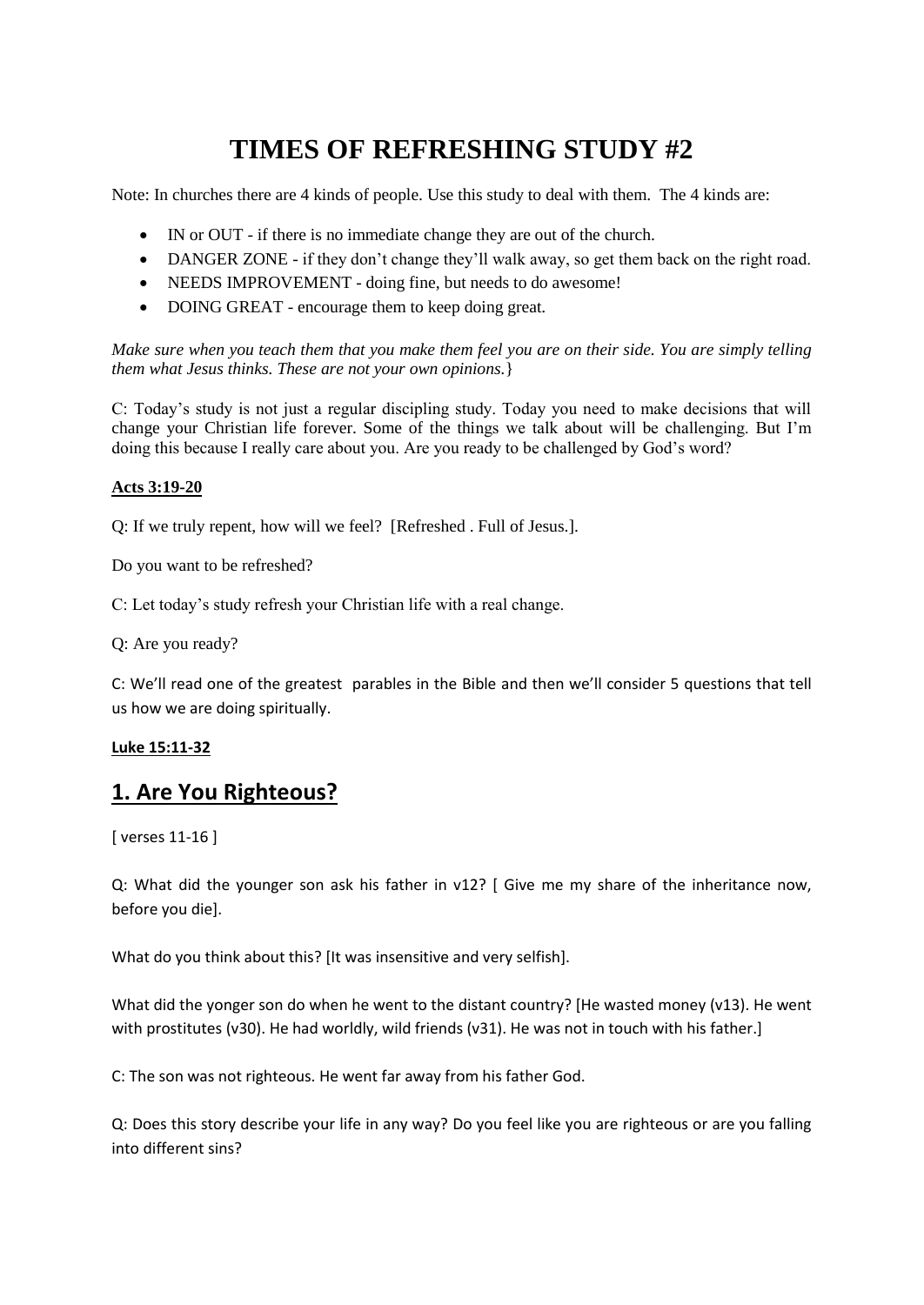# TIMES OF REFRESHING STUDY #2

Note: In churches there are 4 kinds of people. Use this study to deal with them. The 4 kinds are:

- IN or OUT - if there is no immediate change they are out of the church.
- DANGER ZONE - if they don't change they'll walk away, so get them back on the right road.
- NEEDS IMPROVEMENT - doing fine, but needs to do awesome!
- DOING GREAT - encourage them to keep doing great.

*Make sure when you teach them that you make them feel you are on their side. You are simply telling them what Jesus thinks. These are not your own opinions.*}

C: Today's study is not just a regular discipling study. Today you need to make decisions that will change your Christian life forever. Some of the things we talk about will be challenging. But I'm doing this because I really care about you. Are you ready to be challenged by God's word?

**Acts 3:19-20**

Q: If we truly repent, how will we feel? [Refreshed . Full of Jesus.].

Do you want to be refreshed?

C: Let today's study refresh your Christian life with a real change.

Q: Are you ready?

C: We'll read one of the greatest parables in the Bible and then we'll consider 5 questions that tell us how we are doing spiritually.

**Luke 15:11-32**

## 1. Are You Righteous?

[ verses 11-16 ]

Q: What did the younger son ask his father in v12? [ Give me my share of the inheritance now, before you die].

What do you think about this? [It was insensitive and very selfish].

What did the yonger son do when he went to the distant country? [He wasted money (v13). He went with prostitutes (v30). He had worldly, wild friends (v31). He was not in touch with his father.]

C: The son was not righteous. He went far away from his father God.

Q: Does this story describe your life in any way? Do you feel like you are righteous or are you falling into different sins?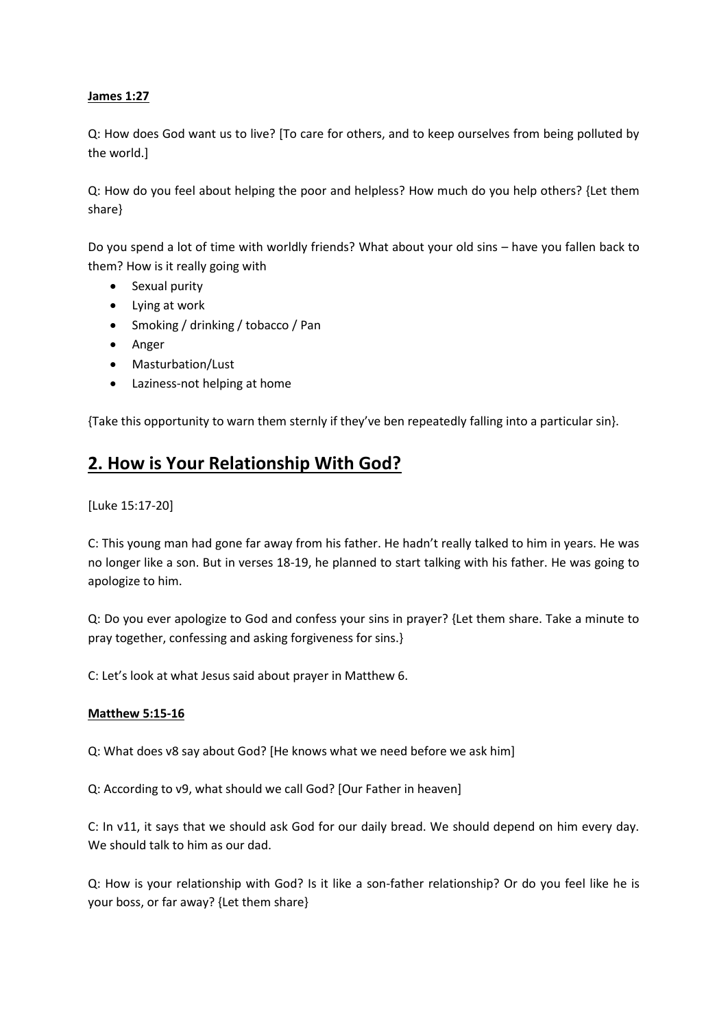**James 1:27**

Q: How does God want us to live? [To care for others, and to keep ourselves from being polluted by the world.]

Q: How do you feel about helping the poor and helpless? How much do you help others? {Let them share}

Do you spend a lot of time with worldly friends? What about your old sins – have you fallen back to them? How is it really going with

- Sexual purity
- Lying at work
- Smoking / drinking / tobacco / Pan
- Anger
- Masturbation/Lust
- Laziness-not helping at home

{Take this opportunity to warn them sternly if they've ben repeatedly falling into a particular sin}.

## 2. How is Your Relationship With God?

[Luke 15:17-20]

C: This young man had gone far away from his father. He hadn't really talked to him in years. He was no longer like a son. But in verses 18-19, he planned to start talking with his father. He was going to apologize to him.

Q: Do you ever apologize to God and confess your sins in prayer? {Let them share. Take a minute to pray together, confessing and asking forgiveness for sins.}

C: Let's look at what Jesus said about prayer in Matthew 6.

**Matthew 5:15-16**

Q: What does v8 say about God? [He knows what we need before we ask him]

Q: According to v9, what should we call God? [Our Father in heaven]

C: In v11, it says that we should ask God for our daily bread. We should depend on him every day. We should talk to him as our dad.

Q: How is your relationship with God? Is it like a son-father relationship? Or do you feel like he is your boss, or far away? {Let them share}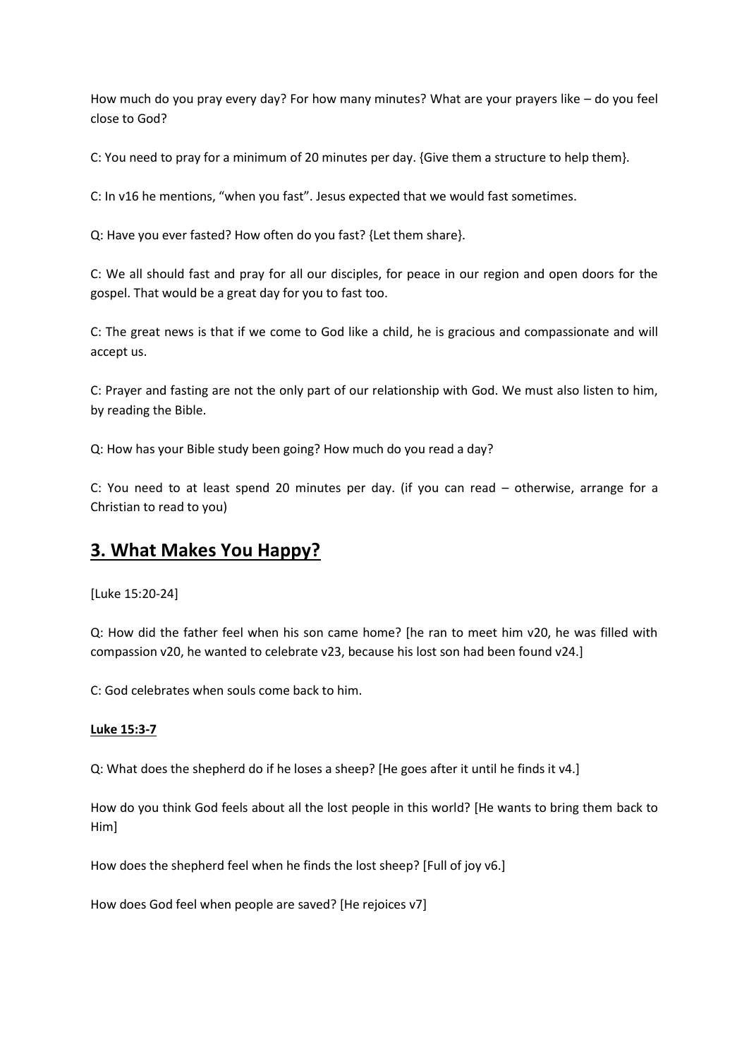How much do you pray every day? For how many minutes? What are your prayers like – do you feel close to God?

C: You need to pray for a minimum of 20 minutes per day. {Give them a structure to help them}.

C: In v16 he mentions, "when you fast". Jesus expected that we would fast sometimes.

Q: Have you ever fasted? How often do you fast? {Let them share}.

C: We all should fast and pray for all our disciples, for peace in our region and open doors for the gospel. That would be a great day for you to fast too.

C: The great news is that if we come to God like a child, he is gracious and compassionate and will accept us.

C: Prayer and fasting are not the only part of our relationship with God. We must also listen to him, by reading the Bible.

Q: How has your Bible study been going? How much do you read a day?

C: You need to at least spend 20 minutes per day. (if you can read – otherwise, arrange for a Christian to read to you)

## 3. What Makes You Happy?

[Luke 15:20-24]

Q: How did the father feel when his son came home? [he ran to meet him v20, he was filled with compassion v20, he wanted to celebrate v23, because his lost son had been found v24.]

C: God celebrates when souls come back to him.

**Luke 15:3-7**

Q: What does the shepherd do if he loses a sheep? [He goes after it until he finds it v4.]

How do you think God feels about all the lost people in this world? [He wants to bring them back to Him]

How does the shepherd feel when he finds the lost sheep? [Full of joy v6.]

How does God feel when people are saved? [He rejoices v7]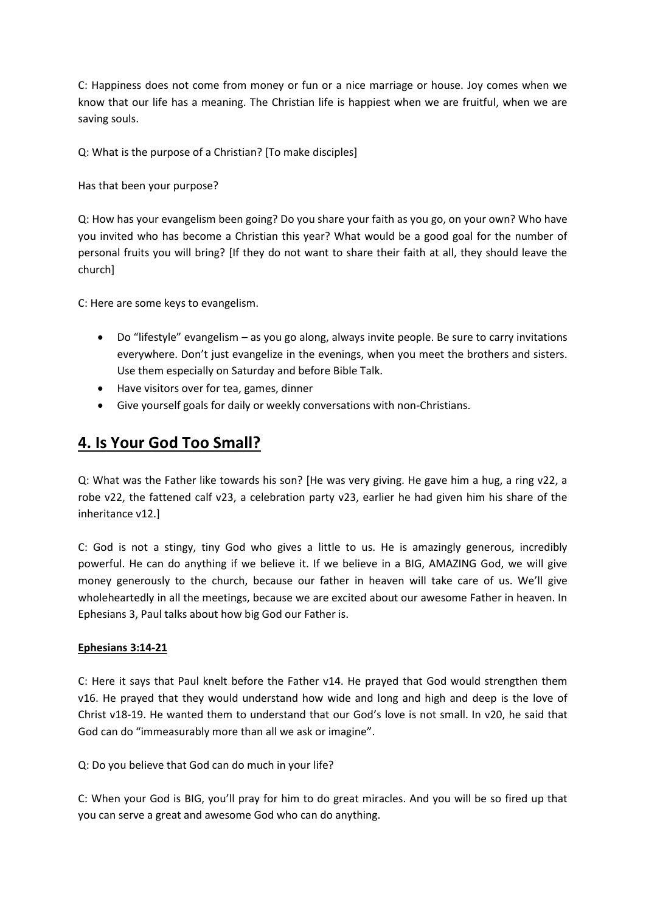C: Happiness does not come from money or fun or a nice marriage or house. Joy comes when we know that our life has a meaning. The Christian life is happiest when we are fruitful, when we are saving souls.

Q: What is the purpose of a Christian? [To make disciples]

Has that been your purpose?

Q: How has your evangelism been going? Do you share your faith as you go, on your own? Who have you invited who has become a Christian this year? What would be a good goal for the number of personal fruits you will bring? [If they do not want to share their faith at all, they should leave the church]

C: Here are some keys to evangelism.

- Do "lifestyle" evangelism – as you go along, always invite people. Be sure to carry invitations everywhere. Don't just evangelize in the evenings, when you meet the brothers and sisters. Use them especially on Saturday and before Bible Talk.
- Have visitors over for tea, games, dinner
- Give yourself goals for daily or weekly conversations with non-Christians.

## 4. Is Your God Too Small?

Q: What was the Father like towards his son? [He was very giving. He gave him a hug, a ring v22, a robe v22, the fattened calf v23, a celebration party v23, earlier he had given him his share of the inheritance v12.]

C: God is not a stingy, tiny God who gives a little to us. He is amazingly generous, incredibly powerful. He can do anything if we believe it. If we believe in a BIG, AMAZING God, we will give money generously to the church, because our father in heaven will take care of us. We'll give wholeheartedly in all the meetings, because we are excited about our awesome Father in heaven. In Ephesians 3, Paul talks about how big God our Father is.

**Ephesians 3:14-21**

C: Here it says that Paul knelt before the Father v14. He prayed that God would strengthen them v16. He prayed that they would understand how wide and long and high and deep is the love of Christ v18-19. He wanted them to understand that our God's love is not small. In v20, he said that God can do "immeasurably more than all we ask or imagine".

Q: Do you believe that God can do much in your life?

C: When your God is BIG, you'll pray for him to do great miracles. And you will be so fired up that you can serve a great and awesome God who can do anything.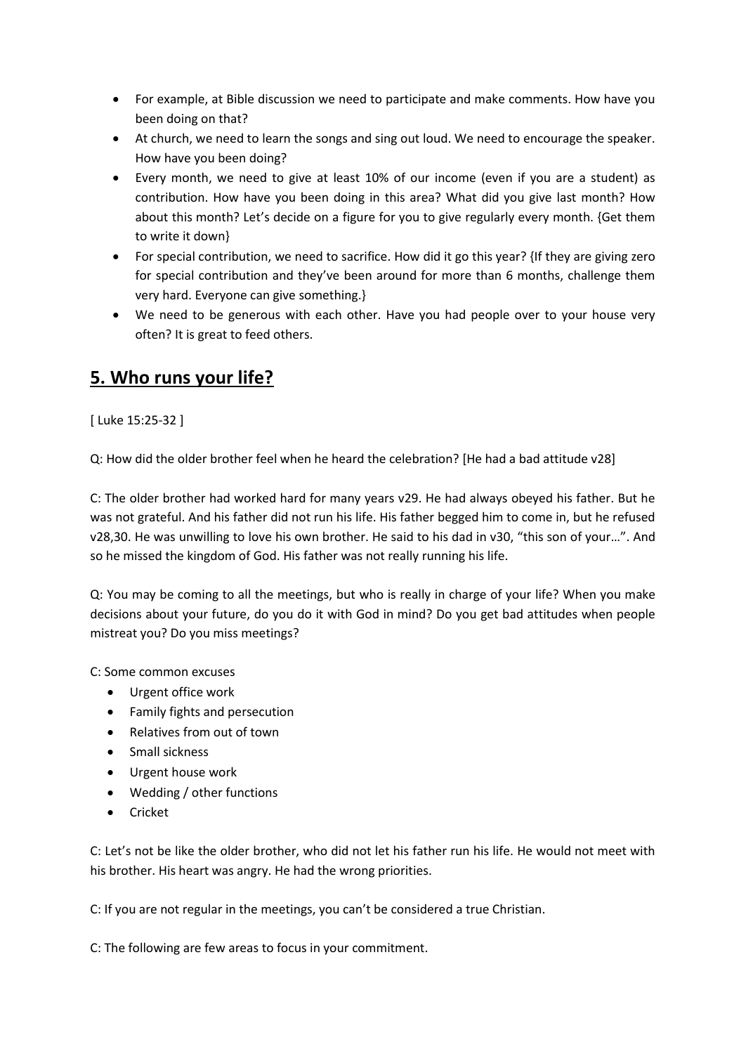- For example, at Bible discussion we need to participate and make comments. How have you been doing on that?
- At church, we need to learn the songs and sing out loud. We need to encourage the speaker. How have you been doing?
- Every month, we need to give at least 10% of our income (even if you are a student) as contribution. How have you been doing in this area? What did you give last month? How about this month? Let's decide on a figure for you to give regularly every month. {Get them to write it down}
- For special contribution, we need to sacrifice. How did it go this year? {If they are giving zero for special contribution and they've been around for more than 6 months, challenge them very hard. Everyone can give something.}
- We need to be generous with each other. Have you had people over to your house very often? It is great to feed others.

## 5. Who runs your life?

[ Luke 15:25-32 ]

Q: How did the older brother feel when he heard the celebration? [He had a bad attitude v28]

C: The older brother had worked hard for many years v29. He had always obeyed his father. But he was not grateful. And his father did not run his life. His father begged him to come in, but he refused v28,30. He was unwilling to love his own brother. He said to his dad in v30, "this son of your…". And so he missed the kingdom of God. His father was not really running his life.

Q: You may be coming to all the meetings, but who is really in charge of your life? When you make decisions about your future, do you do it with God in mind? Do you get bad attitudes when people mistreat you? Do you miss meetings?

C: Some common excuses

- Urgent office work
- Family fights and persecution
- Relatives from out of town
- Small sickness
- Urgent house work
- Wedding / other functions
- Cricket

C: Let's not be like the older brother, who did not let his father run his life. He would not meet with his brother. His heart was angry. He had the wrong priorities.

C: If you are not regular in the meetings, you can't be considered a true Christian.

C: The following are few areas to focus in your commitment.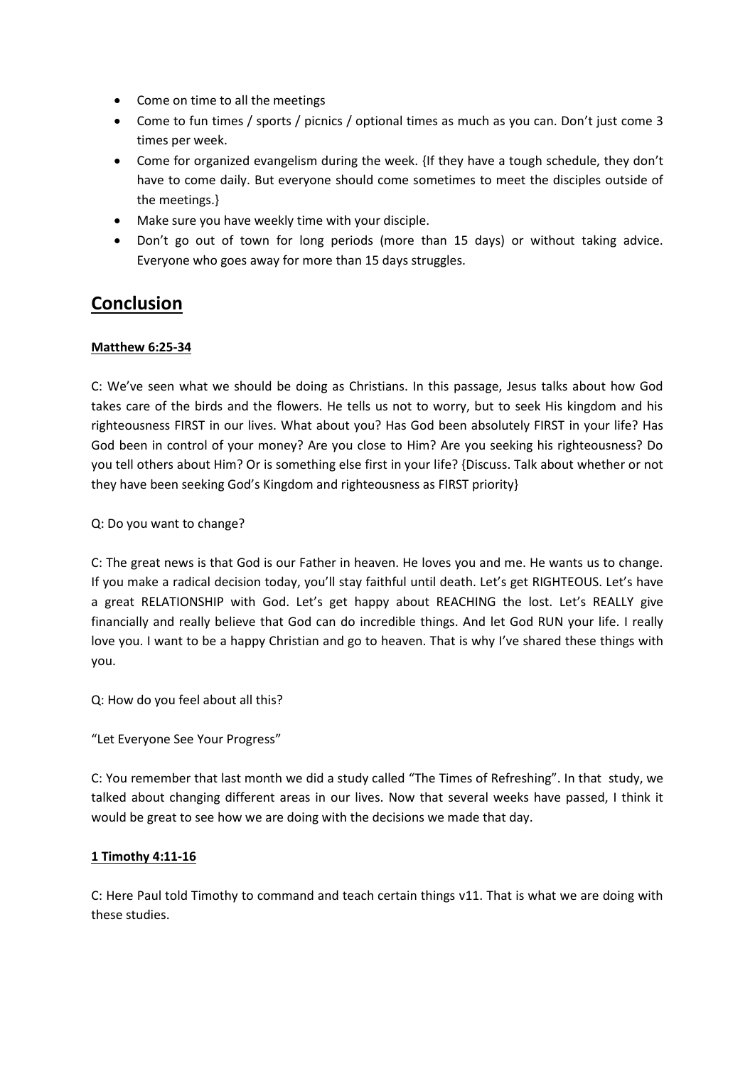- Come on time to all the meetings
- Come to fun times / sports / picnics / optional times as much as you can. Don't just come 3 times per week.
- Come for organized evangelism during the week. {If they have a tough schedule, they don't have to come daily. But everyone should come sometimes to meet the disciples outside of the meetings.}
- Make sure you have weekly time with your disciple.
- Don't go out of town for long periods (more than 15 days) or without taking advice. Everyone who goes away for more than 15 days struggles.

## Conclusion

**Matthew 6:25-34**

C: We've seen what we should be doing as Christians. In this passage, Jesus talks about how God takes care of the birds and the flowers. He tells us not to worry, but to seek His kingdom and his righteousness FIRST in our lives. What about you? Has God been absolutely FIRST in your life? Has God been in control of your money? Are you close to Him? Are you seeking his righteousness? Do you tell others about Him? Or is something else first in your life? {Discuss. Talk about whether or not they have been seeking God's Kingdom and righteousness as FIRST priority}

Q: Do you want to change?

C: The great news is that God is our Father in heaven. He loves you and me. He wants us to change. If you make a radical decision today, you'll stay faithful until death. Let's get RIGHTEOUS. Let's have a great RELATIONSHIP with God. Let's get happy about REACHING the lost. Let's REALLY give financially and really believe that God can do incredible things. And let God RUN your life. I really love you. I want to be a happy Christian and go to heaven. That is why I've shared these things with you.

Q: How do you feel about all this?

"Let Everyone See Your Progress"

C: You remember that last month we did a study called "The Times of Refreshing". In that study, we talked about changing different areas in our lives. Now that several weeks have passed, I think it would be great to see how we are doing with the decisions we made that day.

**1 Timothy 4:11-16**

C: Here Paul told Timothy to command and teach certain things v11. That is what we are doing with these studies.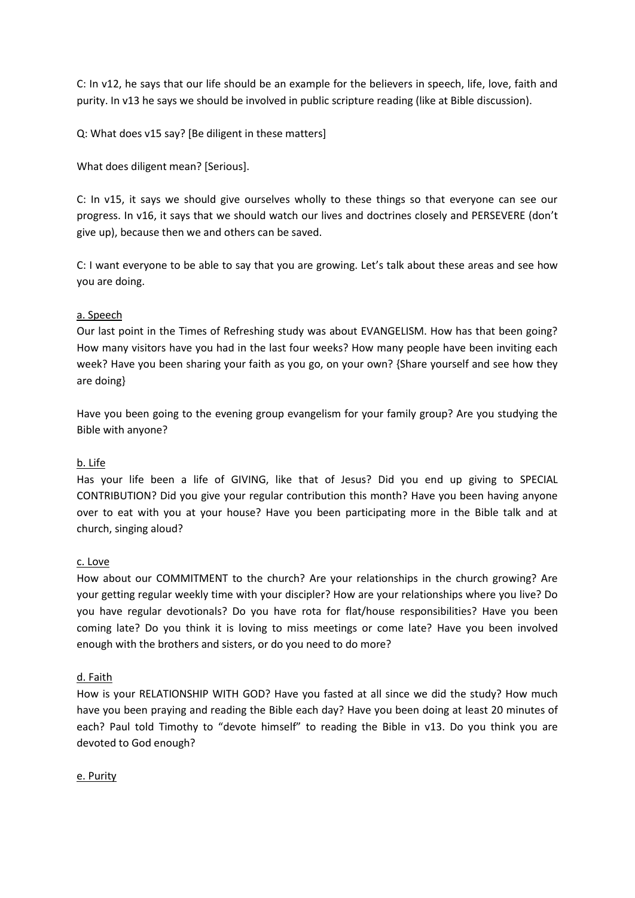C: In v12, he says that our life should be an example for the believers in speech, life, love, faith and purity. In v13 he says we should be involved in public scripture reading (like at Bible discussion).

Q: What does v15 say? [Be diligent in these matters]

What does diligent mean? [Serious].

C: In v15, it says we should give ourselves wholly to these things so that everyone can see our progress. In v16, it says that we should watch our lives and doctrines closely and PERSEVERE (don't give up), because then we and others can be saved.

C: I want everyone to be able to say that you are growing. Let's talk about these areas and see how you are doing.

<u>a. Speech</u>

Our last point in the Times of Refreshing study was about EVANGELISM. How has that been going? How many visitors have you had in the last four weeks? How many people have been inviting each week? Have you been sharing your faith as you go, on your own? {Share yourself and see how they are doing}

Have you been going to the evening group evangelism for your family group? Are you studying the Bible with anyone?

<u>b. Life</u>

Has your life been a life of GIVING, like that of Jesus? Did you end up giving to SPECIAL CONTRIBUTION? Did you give your regular contribution this month? Have you been having anyone over to eat with you at your house? Have you been participating more in the Bible talk and at church, singing aloud?

<u>c. Love</u>

How about our COMMITMENT to the church? Are your relationships in the church growing? Are your getting regular weekly time with your discipler? How are your relationships where you live? Do you have regular devotionals? Do you have rota for flat/house responsibilities? Have you been coming late? Do you think it is loving to miss meetings or come late? Have you been involved enough with the brothers and sisters, or do you need to do more?

<u>d. Faith</u>

How is your RELATIONSHIP WITH GOD? Have you fasted at all since we did the study? How much have you been praying and reading the Bible each day? Have you been doing at least 20 minutes of each? Paul told Timothy to "devote himself" to reading the Bible in v13. Do you think you are devoted to God enough?

<u>e. Purity</u>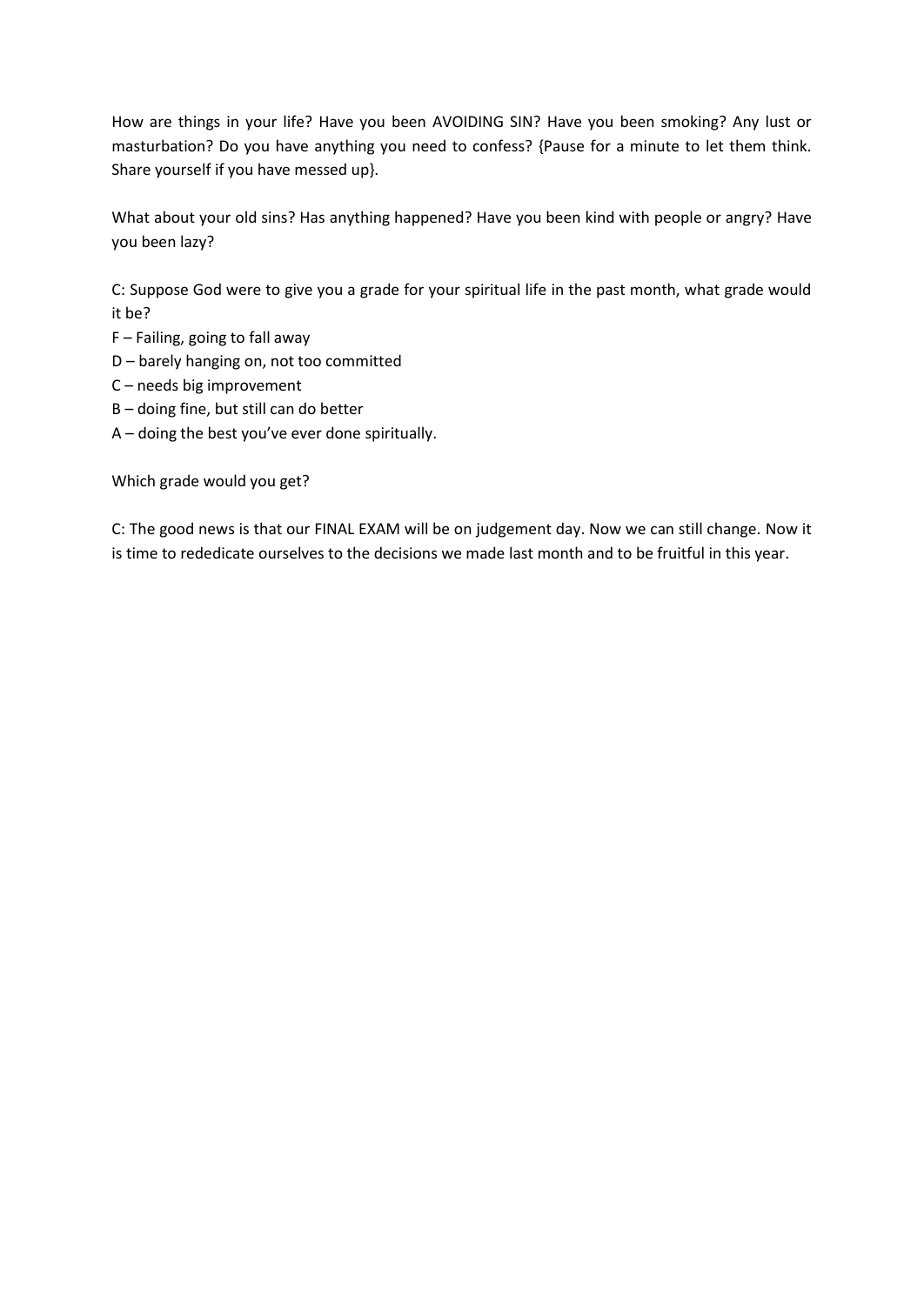How are things in your life? Have you been AVOIDING SIN? Have you been smoking? Any lust or masturbation? Do you have anything you need to confess? {Pause for a minute to let them think. Share yourself if you have messed up}.

What about your old sins? Has anything happened? Have you been kind with people or angry? Have you been lazy?

C: Suppose God were to give you a grade for your spiritual life in the past month, what grade would it be?

F – Failing, going to fall away
D – barely hanging on, not too committed
C – needs big improvement
B – doing fine, but still can do better
A – doing the best you've ever done spiritually.

Which grade would you get?

C: The good news is that our FINAL EXAM will be on judgement day. Now we can still change. Now it is time to rededicate ourselves to the decisions we made last month and to be fruitful in this year.